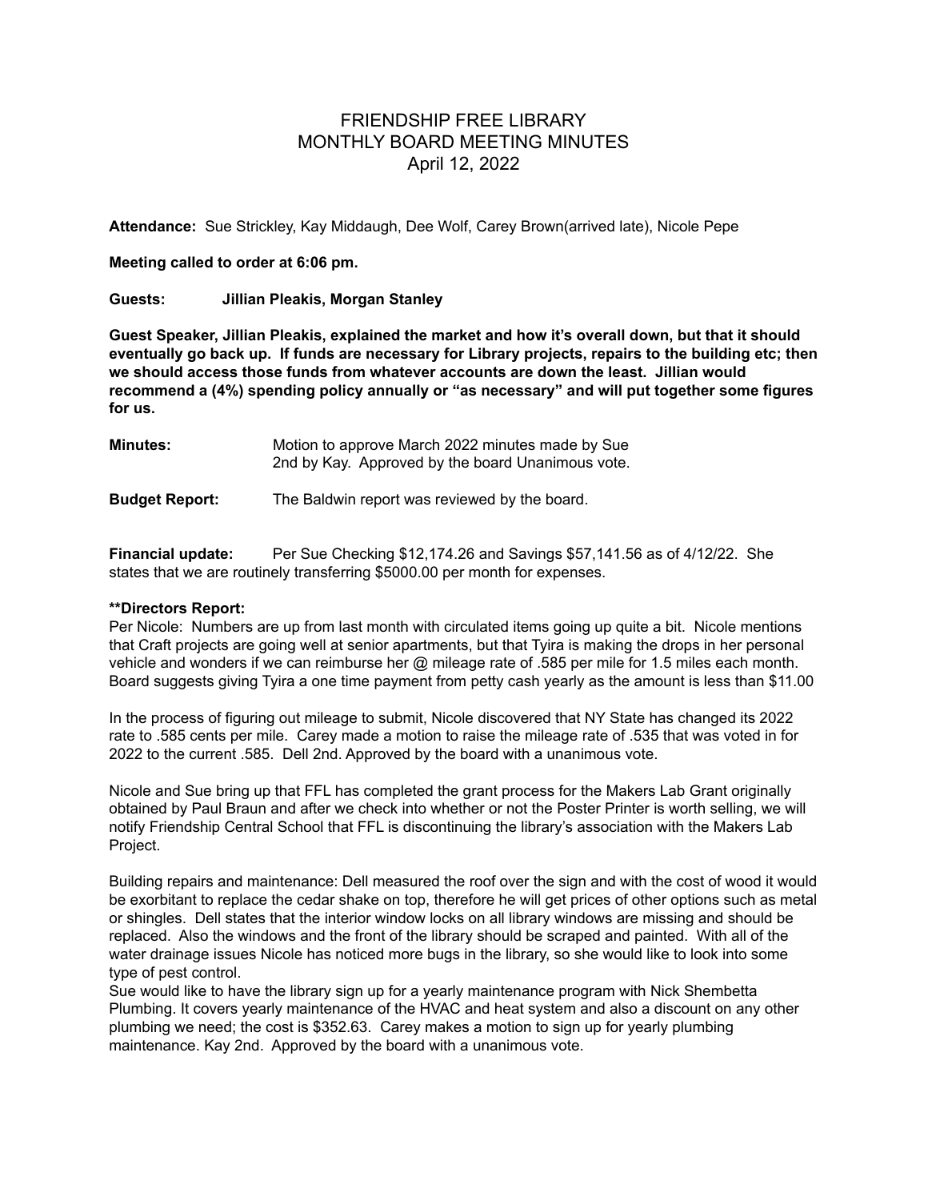# FRIENDSHIP FREE LIBRARY
## MONTHLY BOARD MEETING MINUTES
### April 12, 2022

**Attendance:** Sue Strickley, Kay Middaugh, Dee Wolf, Carey Brown(arrived late), Nicole Pepe

**Meeting called to order at 6:06 pm.**

**Guests: Jillian Pleakis, Morgan Stanley**

**Guest Speaker, Jillian Pleakis, explained the market and how it's overall down, but that it should eventually go back up. If funds are necessary for Library projects, repairs to the building etc; then we should access those funds from whatever accounts are down the least. Jillian would recommend a (4%) spending policy annually or "as necessary" and will put together some figures for us.**

**Minutes:** Motion to approve March 2022 minutes made by Sue 2nd by Kay. Approved by the board Unanimous vote.

**Budget Report:** The Baldwin report was reviewed by the board.

**Financial update:** Per Sue Checking $12,174.26 and Savings $57,141.56 as of 4/12/22. She states that we are routinely transferring $5000.00 per month for expenses.

**\*\*Directors Report:**

Per Nicole: Numbers are up from last month with circulated items going up quite a bit. Nicole mentions that Craft projects are going well at senior apartments, but that Tyira is making the drops in her personal vehicle and wonders if we can reimburse her @ mileage rate of .585 per mile for 1.5 miles each month. Board suggests giving Tyira a one time payment from petty cash yearly as the amount is less than $11.00

In the process of figuring out mileage to submit, Nicole discovered that NY State has changed its 2022 rate to .585 cents per mile. Carey made a motion to raise the mileage rate of .535 that was voted in for 2022 to the current .585. Dell 2nd. Approved by the board with a unanimous vote.

Nicole and Sue bring up that FFL has completed the grant process for the Makers Lab Grant originally obtained by Paul Braun and after we check into whether or not the Poster Printer is worth selling, we will notify Friendship Central School that FFL is discontinuing the library's association with the Makers Lab Project.

Building repairs and maintenance: Dell measured the roof over the sign and with the cost of wood it would be exorbitant to replace the cedar shake on top, therefore he will get prices of other options such as metal or shingles. Dell states that the interior window locks on all library windows are missing and should be replaced. Also the windows and the front of the library should be scraped and painted. With all of the water drainage issues Nicole has noticed more bugs in the library, so she would like to look into some type of pest control.

Sue would like to have the library sign up for a yearly maintenance program with Nick Shembetta Plumbing. It covers yearly maintenance of the HVAC and heat system and also a discount on any other plumbing we need; the cost is $352.63. Carey makes a motion to sign up for yearly plumbing maintenance. Kay 2nd. Approved by the board with a unanimous vote.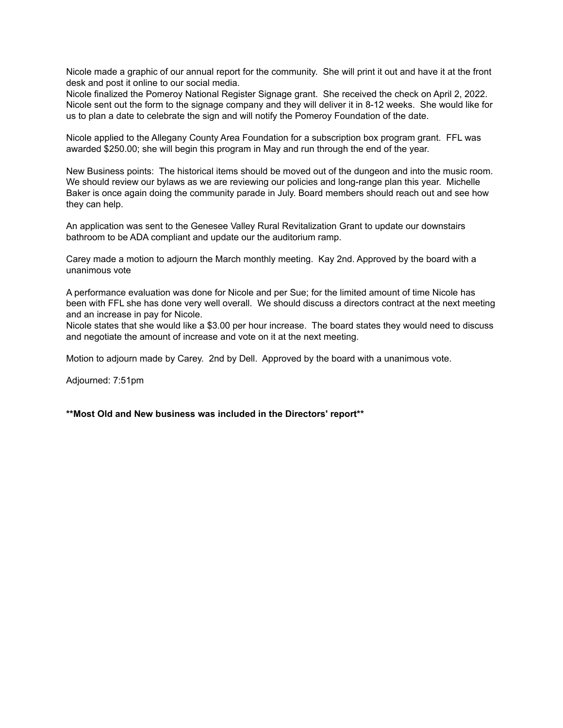Nicole made a graphic of our annual report for the community. She will print it out and have it at the front desk and post it online to our social media.
Nicole finalized the Pomeroy National Register Signage grant. She received the check on April 2, 2022. Nicole sent out the form to the signage company and they will deliver it in 8-12 weeks. She would like for us to plan a date to celebrate the sign and will notify the Pomeroy Foundation of the date.

Nicole applied to the Allegany County Area Foundation for a subscription box program grant. FFL was awarded $250.00; she will begin this program in May and run through the end of the year.

New Business points: The historical items should be moved out of the dungeon and into the music room. We should review our bylaws as we are reviewing our policies and long-range plan this year. Michelle Baker is once again doing the community parade in July. Board members should reach out and see how they can help.

An application was sent to the Genesee Valley Rural Revitalization Grant to update our downstairs bathroom to be ADA compliant and update our the auditorium ramp.

Carey made a motion to adjourn the March monthly meeting. Kay 2nd. Approved by the board with a unanimous vote

A performance evaluation was done for Nicole and per Sue; for the limited amount of time Nicole has been with FFL she has done very well overall. We should discuss a directors contract at the next meeting and an increase in pay for Nicole.
Nicole states that she would like a $3.00 per hour increase. The board states they would need to discuss and negotiate the amount of increase and vote on it at the next meeting.

Motion to adjourn made by Carey. 2nd by Dell. Approved by the board with a unanimous vote.

Adjourned: 7:51pm

**\*\*Most Old and New business was included in the Directors' report\*\***